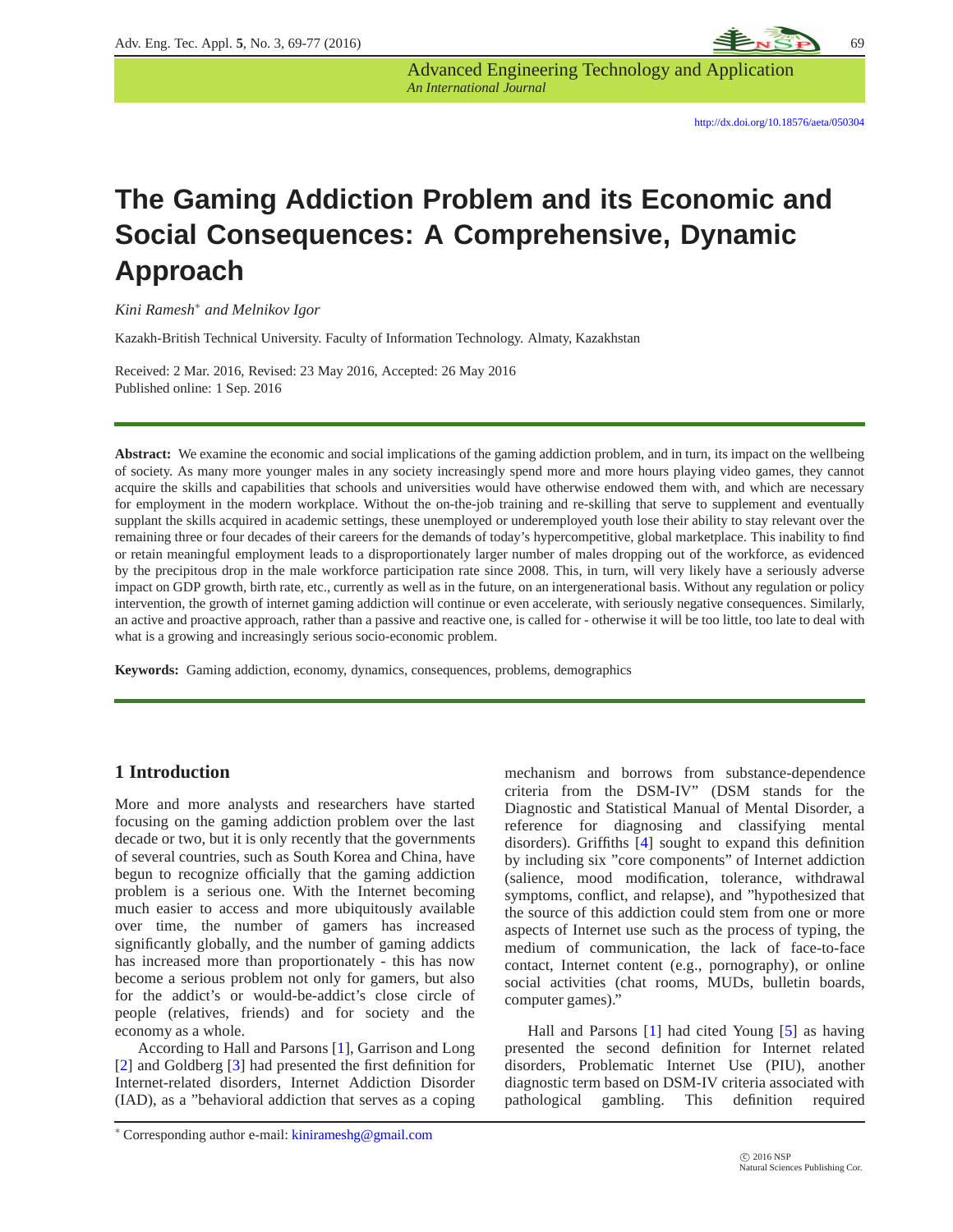http://dx.doi.org/10.18576/aeta/050304

# The Gaming Addiction Problem and its Economic and Social Consequences: A Comprehensive, Dynamic Approach

*Kini Ramesh*[*] *and Melnikov Igor*

Kazakh-British Technical University. Faculty of Information Technology. Almaty, Kazakhstan

Received: 2 Mar. 2016, Revised: 23 May 2016, Accepted: 26 May 2016
Published online: 1 Sep. 2016

**Abstract:** We examine the economic and social implications of the gaming addiction problem, and in turn, its impact on the wellbeing of society. As many more younger males in any society increasingly spend more and more hours playing video games, they cannot acquire the skills and capabilities that schools and universities would have otherwise endowed them with, and which are necessary for employment in the modern workplace. Without the on-the-job training and re-skilling that serve to supplement and eventually supplant the skills acquired in academic settings, these unemployed or underemployed youth lose their ability to stay relevant over the remaining three or four decades of their careers for the demands of today's hypercompetitive, global marketplace. This inability to find or retain meaningful employment leads to a disproportionately larger number of males dropping out of the workforce, as evidenced by the precipitous drop in the male workforce participation rate since 2008. This, in turn, will very likely have a seriously adverse impact on GDP growth, birth rate, etc., currently as well as in the future, on an intergenerational basis. Without any regulation or policy intervention, the growth of internet gaming addiction will continue or even accelerate, with seriously negative consequences. Similarly, an active and proactive approach, rather than a passive and reactive one, is called for - otherwise it will be too little, too late to deal with what is a growing and increasingly serious socio-economic problem.

**Keywords:** Gaming addiction, economy, dynamics, consequences, problems, demographics

## 1 Introduction

More and more analysts and researchers have started focusing on the gaming addiction problem over the last decade or two, but it is only recently that the governments of several countries, such as South Korea and China, have begun to recognize officially that the gaming addiction problem is a serious one. With the Internet becoming much easier to access and more ubiquitously available over time, the number of gamers has increased significantly globally, and the number of gaming addicts has increased more than proportionately - this has now become a serious problem not only for gamers, but also for the addict's or would-be-addict's close circle of people (relatives, friends) and for society and the economy as a whole.

According to Hall and Parsons [1], Garrison and Long [2] and Goldberg [3] had presented the first definition for Internet-related disorders, Internet Addiction Disorder (IAD), as a "behavioral addiction that serves as a coping mechanism and borrows from substance-dependence criteria from the DSM-IV" (DSM stands for the Diagnostic and Statistical Manual of Mental Disorder, a reference for diagnosing and classifying mental disorders). Griffiths [4] sought to expand this definition by including six "core components" of Internet addiction (salience, mood modification, tolerance, withdrawal symptoms, conflict, and relapse), and "hypothesized that the source of this addiction could stem from one or more aspects of Internet use such as the process of typing, the medium of communication, the lack of face-to-face contact, Internet content (e.g., pornography), or online social activities (chat rooms, MUDs, bulletin boards, computer games)."

Hall and Parsons [1] had cited Young [5] as having presented the second definition for Internet related disorders, Problematic Internet Use (PIU), another diagnostic term based on DSM-IV criteria associated with pathological gambling. This definition required

[*] Corresponding author e-mail: kinirameshg@gmail.com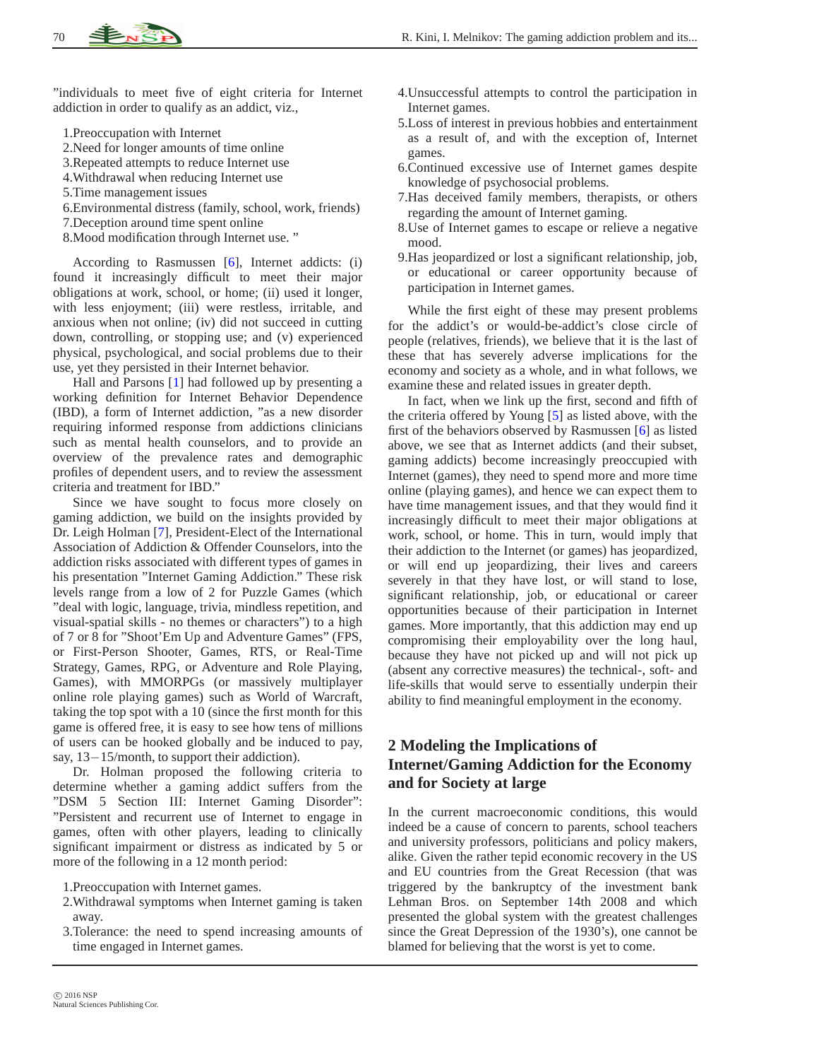"individuals to meet five of eight criteria for Internet addiction in order to qualify as an addict, viz.,

1. Preoccupation with Internet
2. Need for longer amounts of time online
3. Repeated attempts to reduce Internet use
4. Withdrawal when reducing Internet use
5. Time management issues
6. Environmental distress (family, school, work, friends)
7. Deception around time spent online
8. Mood modification through Internet use. "

According to Rasmussen [6], Internet addicts: (i) found it increasingly difficult to meet their major obligations at work, school, or home; (ii) used it longer, with less enjoyment; (iii) were restless, irritable, and anxious when not online; (iv) did not succeed in cutting down, controlling, or stopping use; and (v) experienced physical, psychological, and social problems due to their use, yet they persisted in their Internet behavior.

Hall and Parsons [1] had followed up by presenting a working definition for Internet Behavior Dependence (IBD), a form of Internet addiction, "as a new disorder requiring informed response from addictions clinicians such as mental health counselors, and to provide an overview of the prevalence rates and demographic profiles of dependent users, and to review the assessment criteria and treatment for IBD."

Since we have sought to focus more closely on gaming addiction, we build on the insights provided by Dr. Leigh Holman [7], President-Elect of the International Association of Addiction & Offender Counselors, into the addiction risks associated with different types of games in his presentation "Internet Gaming Addiction." These risk levels range from a low of 2 for Puzzle Games (which "deal with logic, language, trivia, mindless repetition, and visual-spatial skills - no themes or characters") to a high of 7 or 8 for "Shoot'Em Up and Adventure Games" (FPS, or First-Person Shooter, Games, RTS, or Real-Time Strategy, Games, RPG, or Adventure and Role Playing, Games), with MMORPGs (or massively multiplayer online role playing games) such as World of Warcraft, taking the top spot with a 10 (since the first month for this game is offered free, it is easy to see how tens of millions of users can be hooked globally and be induced to pay, say, 13−15/month, to support their addiction).

Dr. Holman proposed the following criteria to determine whether a gaming addict suffers from the "DSM 5 Section III: Internet Gaming Disorder": "Persistent and recurrent use of Internet to engage in games, often with other players, leading to clinically significant impairment or distress as indicated by 5 or more of the following in a 12 month period:

1. Preoccupation with Internet games.
2. Withdrawal symptoms when Internet gaming is taken away.
3. Tolerance: the need to spend increasing amounts of time engaged in Internet games.
4. Unsuccessful attempts to control the participation in Internet games.
5. Loss of interest in previous hobbies and entertainment as a result of, and with the exception of, Internet games.
6. Continued excessive use of Internet games despite knowledge of psychosocial problems.
7. Has deceived family members, therapists, or others regarding the amount of Internet gaming.
8. Use of Internet games to escape or relieve a negative mood.
9. Has jeopardized or lost a significant relationship, job, or educational or career opportunity because of participation in Internet games.

While the first eight of these may present problems for the addict's or would-be-addict's close circle of people (relatives, friends), we believe that it is the last of these that has severely adverse implications for the economy and society as a whole, and in what follows, we examine these and related issues in greater depth.

In fact, when we link up the first, second and fifth of the criteria offered by Young [5] as listed above, with the first of the behaviors observed by Rasmussen [6] as listed above, we see that as Internet addicts (and their subset, gaming addicts) become increasingly preoccupied with Internet (games), they need to spend more and more time online (playing games), and hence we can expect them to have time management issues, and that they would find it increasingly difficult to meet their major obligations at work, school, or home. This in turn, would imply that their addiction to the Internet (or games) has jeopardized, or will end up jeopardizing, their lives and careers severely in that they have lost, or will stand to lose, significant relationship, job, or educational or career opportunities because of their participation in Internet games. More importantly, that this addiction may end up compromising their employability over the long haul, because they have not picked up and will not pick up (absent any corrective measures) the technical-, soft- and life-skills that would serve to essentially underpin their ability to find meaningful employment in the economy.

## 2 Modeling the Implications of Internet/Gaming Addiction for the Economy and for Society at large

In the current macroeconomic conditions, this would indeed be a cause of concern to parents, school teachers and university professors, politicians and policy makers, alike. Given the rather tepid economic recovery in the US and EU countries from the Great Recession (that was triggered by the bankruptcy of the investment bank Lehman Bros. on September 14th 2008 and which presented the global system with the greatest challenges since the Great Depression of the 1930's), one cannot be blamed for believing that the worst is yet to come.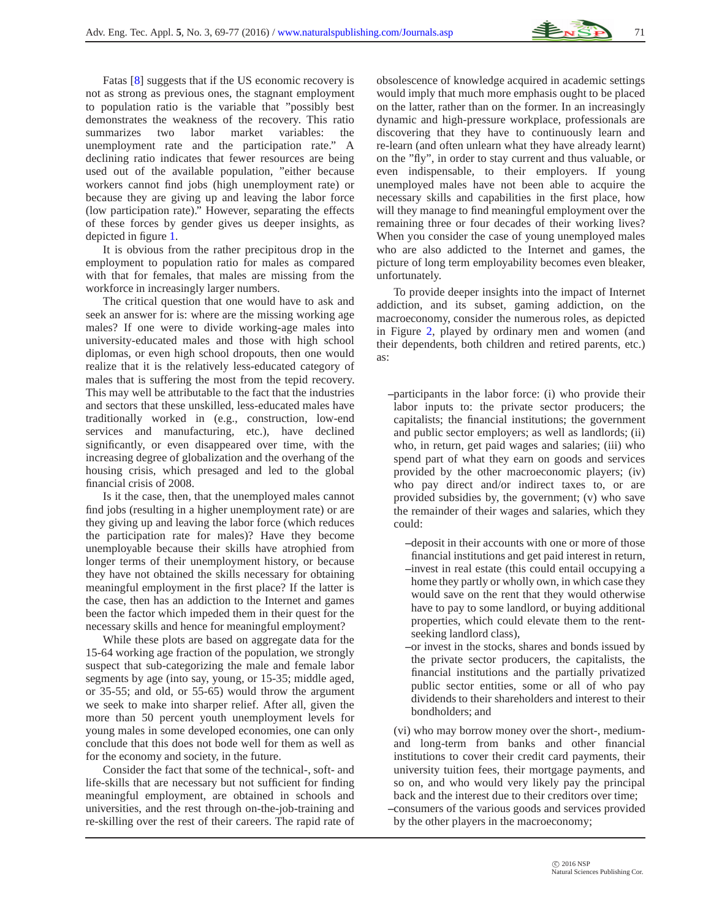Fatas [8] suggests that if the US economic recovery is not as strong as previous ones, the stagnant employment to population ratio is the variable that "possibly best demonstrates the weakness of the recovery. This ratio summarizes two labor market variables: the unemployment rate and the participation rate." A declining ratio indicates that fewer resources are being used out of the available population, "either because workers cannot find jobs (high unemployment rate) or because they are giving up and leaving the labor force (low participation rate)." However, separating the effects of these forces by gender gives us deeper insights, as depicted in figure 1.

It is obvious from the rather precipitous drop in the employment to population ratio for males as compared with that for females, that males are missing from the workforce in increasingly larger numbers.

The critical question that one would have to ask and seek an answer for is: where are the missing working age males? If one were to divide working-age males into university-educated males and those with high school diplomas, or even high school dropouts, then one would realize that it is the relatively less-educated category of males that is suffering the most from the tepid recovery. This may well be attributable to the fact that the industries and sectors that these unskilled, less-educated males have traditionally worked in (e.g., construction, low-end services and manufacturing, etc.), have declined significantly, or even disappeared over time, with the increasing degree of globalization and the overhang of the housing crisis, which presaged and led to the global financial crisis of 2008.

Is it the case, then, that the unemployed males cannot find jobs (resulting in a higher unemployment rate) or are they giving up and leaving the labor force (which reduces the participation rate for males)? Have they become unemployable because their skills have atrophied from longer terms of their unemployment history, or because they have not obtained the skills necessary for obtaining meaningful employment in the first place? If the latter is the case, then has an addiction to the Internet and games been the factor which impeded them in their quest for the necessary skills and hence for meaningful employment?

While these plots are based on aggregate data for the 15-64 working age fraction of the population, we strongly suspect that sub-categorizing the male and female labor segments by age (into say, young, or 15-35; middle aged, or 35-55; and old, or 55-65) would throw the argument we seek to make into sharper relief. After all, given the more than 50 percent youth unemployment levels for young males in some developed economies, one can only conclude that this does not bode well for them as well as for the economy and society, in the future.

Consider the fact that some of the technical-, soft- and life-skills that are necessary but not sufficient for finding meaningful employment, are obtained in schools and universities, and the rest through on-the-job-training and re-skilling over the rest of their careers. The rapid rate of obsolescence of knowledge acquired in academic settings would imply that much more emphasis ought to be placed on the latter, rather than on the former. In an increasingly dynamic and high-pressure workplace, professionals are discovering that they have to continuously learn and re-learn (and often unlearn what they have already learnt) on the "fly", in order to stay current and thus valuable, or even indispensable, to their employers. If young unemployed males have not been able to acquire the necessary skills and capabilities in the first place, how will they manage to find meaningful employment over the remaining three or four decades of their working lives? When you consider the case of young unemployed males who are also addicted to the Internet and games, the picture of long term employability becomes even bleaker, unfortunately.

To provide deeper insights into the impact of Internet addiction, and its subset, gaming addiction, on the macroeconomy, consider the numerous roles, as depicted in Figure 2, played by ordinary men and women (and their dependents, both children and retired parents, etc.) as:

– participants in the labor force: (i) who provide their labor inputs to: the private sector producers; the capitalists; the financial institutions; the government and public sector employers; as well as landlords; (ii) who, in return, get paid wages and salaries; (iii) who spend part of what they earn on goods and services provided by the other macroeconomic players; (iv) who pay direct and/or indirect taxes to, or are provided subsidies by, the government; (v) who save the remainder of their wages and salaries, which they could:
  – deposit in their accounts with one or more of those financial institutions and get paid interest in return,
  – invest in real estate (this could entail occupying a home they partly or wholly own, in which case they would save on the rent that they would otherwise have to pay to some landlord, or buying additional properties, which could elevate them to the rent-seeking landlord class),
  – or invest in the stocks, shares and bonds issued by the private sector producers, the capitalists, the financial institutions and the partially privatized public sector entities, some or all of who pay dividends to their shareholders and interest to their bondholders; and

  (vi) who may borrow money over the short-, medium- and long-term from banks and other financial institutions to cover their credit card payments, their university tuition fees, their mortgage payments, and so on, and who would very likely pay the principal back and the interest due to their creditors over time;
– consumers of the various goods and services provided by the other players in the macroeconomy;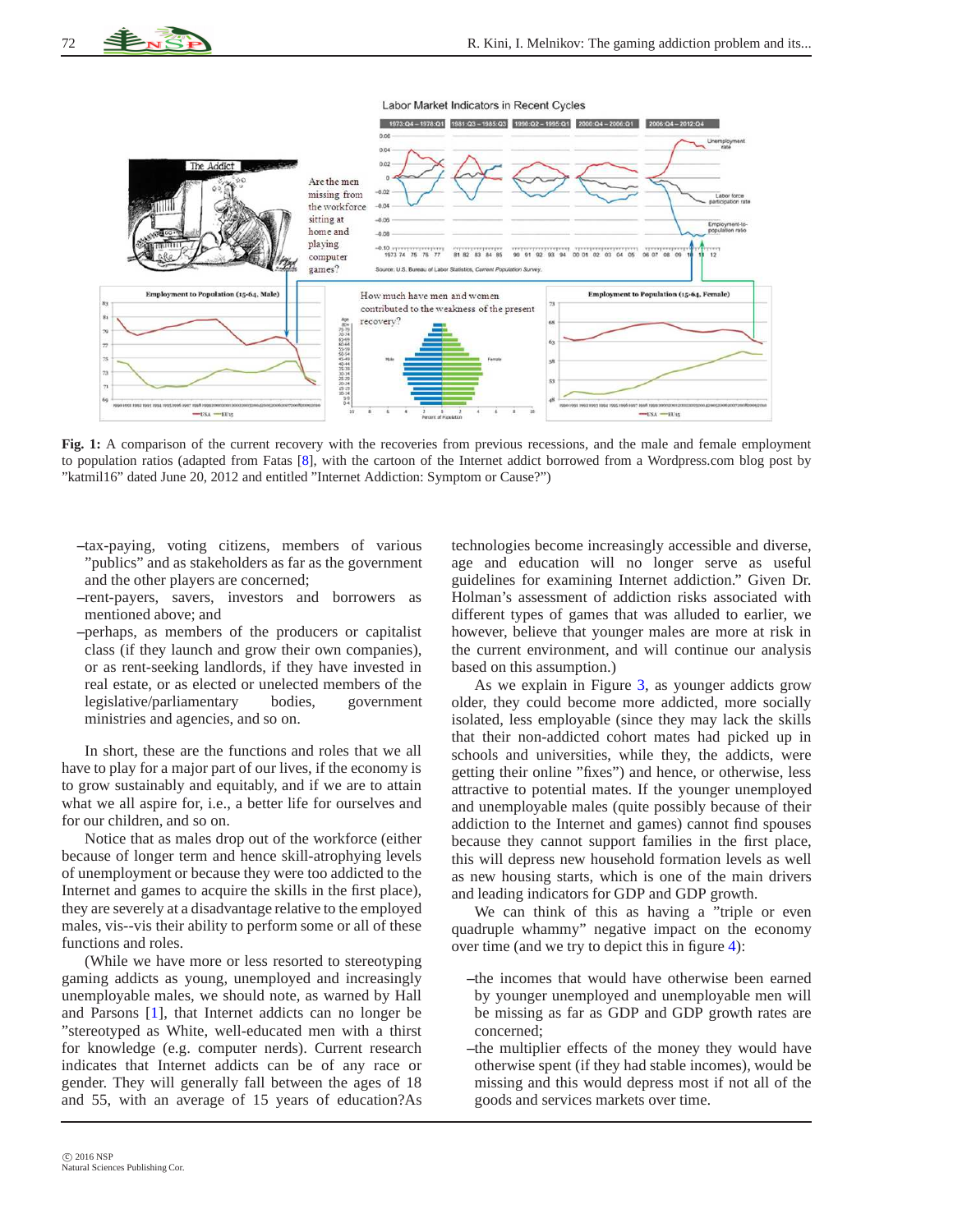**Fig. 1:** A comparison of the current recovery with the recoveries from previous recessions, and the male and female employment to population ratios (adapted from Fatas [8], with the cartoon of the Internet addict borrowed from a Wordpress.com blog post by "katmil16" dated June 20, 2012 and entitled "Internet Addiction: Symptom or Cause?")

–tax-paying, voting citizens, members of various "publics" and as stakeholders as far as the government and the other players are concerned;

–rent-payers, savers, investors and borrowers as mentioned above; and

–perhaps, as members of the producers or capitalist class (if they launch and grow their own companies), or as rent-seeking landlords, if they have invested in real estate, or as elected or unelected members of the legislative/parliamentary bodies, government ministries and agencies, and so on.

In short, these are the functions and roles that we all have to play for a major part of our lives, if the economy is to grow sustainably and equitably, and if we are to attain what we all aspire for, i.e., a better life for ourselves and for our children, and so on.

Notice that as males drop out of the workforce (either because of longer term and hence skill-atrophying levels of unemployment or because they were too addicted to the Internet and games to acquire the skills in the first place), they are severely at a disadvantage relative to the employed males, vis--vis their ability to perform some or all of these functions and roles.

(While we have more or less resorted to stereotyping gaming addicts as young, unemployed and increasingly unemployable males, we should note, as warned by Hall and Parsons [1], that Internet addicts can no longer be "stereotyped as White, well-educated men with a thirst for knowledge (e.g. computer nerds). Current research indicates that Internet addicts can be of any race or gender. They will generally fall between the ages of 18 and 55, with an average of 15 years of education?As technologies become increasingly accessible and diverse, age and education will no longer serve as useful guidelines for examining Internet addiction." Given Dr. Holman's assessment of addiction risks associated with different types of games that was alluded to earlier, we however, believe that younger males are more at risk in the current environment, and will continue our analysis based on this assumption.)

As we explain in Figure 3, as younger addicts grow older, they could become more addicted, more socially isolated, less employable (since they may lack the skills that their non-addicted cohort mates had picked up in schools and universities, while they, the addicts, were getting their online "fixes") and hence, or otherwise, less attractive to potential mates. If the younger unemployed and unemployable males (quite possibly because of their addiction to the Internet and games) cannot find spouses because they cannot support families in the first place, this will depress new household formation levels as well as new housing starts, which is one of the main drivers and leading indicators for GDP and GDP growth.

We can think of this as having a "triple or even quadruple whammy" negative impact on the economy over time (and we try to depict this in figure 4):

–the incomes that would have otherwise been earned by younger unemployed and unemployable men will be missing as far as GDP and GDP growth rates are concerned;

–the multiplier effects of the money they would have otherwise spent (if they had stable incomes), would be missing and this would depress most if not all of the goods and services markets over time.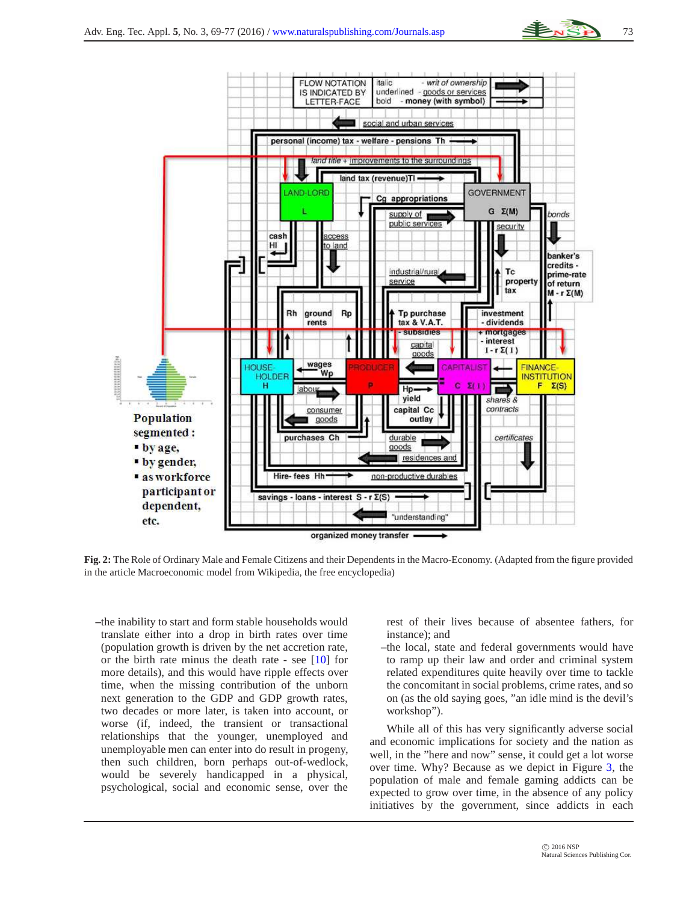**Fig. 2:** The Role of Ordinary Male and Female Citizens and their Dependents in the Macro-Economy. (Adapted from the figure provided in the article Macroeconomic model from Wikipedia, the free encyclopedia)

–the inability to start and form stable households would translate either into a drop in birth rates over time (population growth is driven by the net accretion rate, or the birth rate minus the death rate - see [10] for more details), and this would have ripple effects over time, when the missing contribution of the unborn next generation to the GDP and GDP growth rates, two decades or more later, is taken into account, or worse (if, indeed, the transient or transactional relationships that the younger, unemployed and unemployable men can enter into do result in progeny, then such children, born perhaps out-of-wedlock, would be severely handicapped in a physical, psychological, social and economic sense, over the rest of their lives because of absentee fathers, for instance); and

–the local, state and federal governments would have to ramp up their law and order and criminal system related expenditures quite heavily over time to tackle the concomitant in social problems, crime rates, and so on (as the old saying goes, "an idle mind is the devil's workshop").

While all of this has very significantly adverse social and economic implications for society and the nation as well, in the "here and now" sense, it could get a lot worse over time. Why? Because as we depict in Figure 3, the population of male and female gaming addicts can be expected to grow over time, in the absence of any policy initiatives by the government, since addicts in each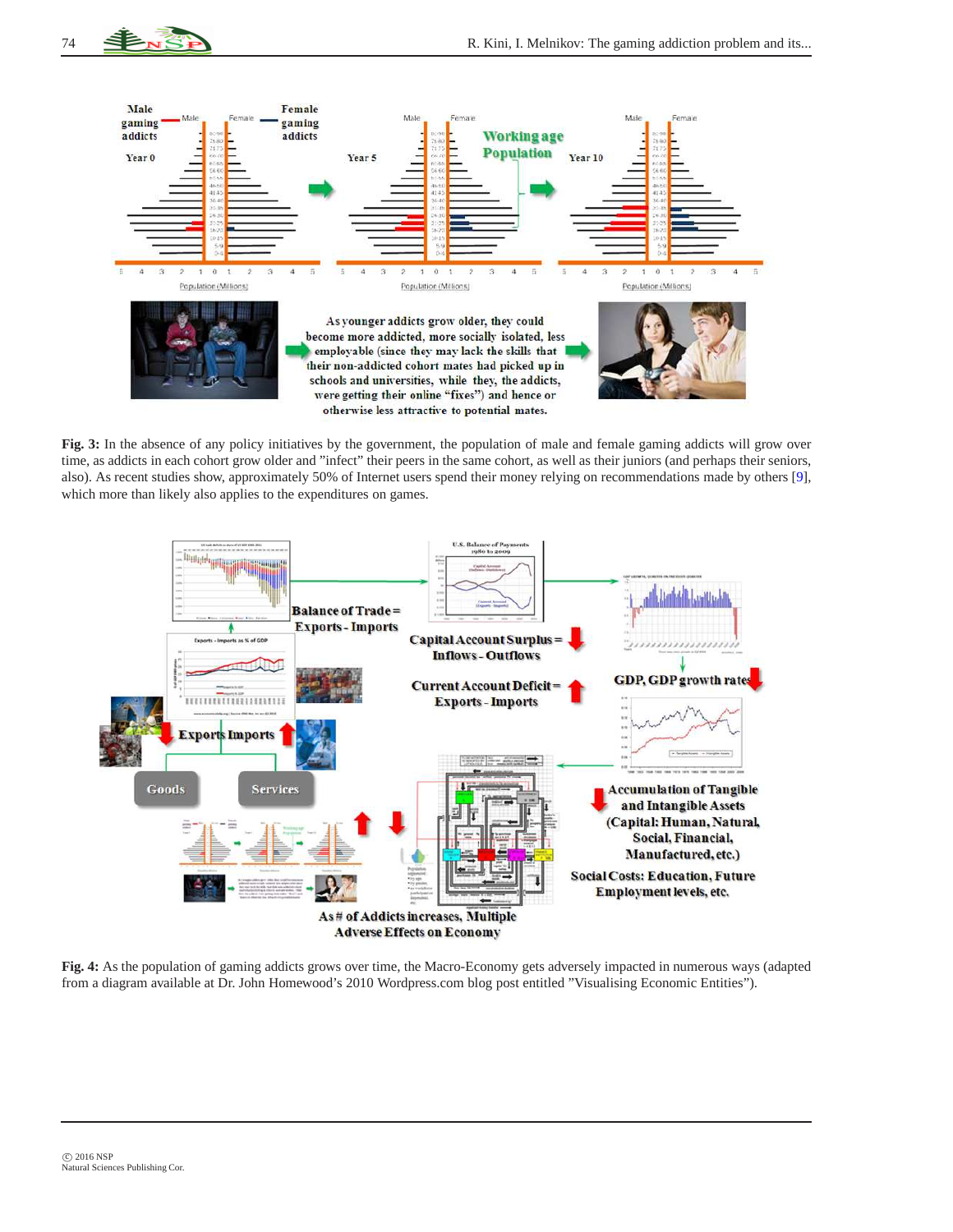**Fig. 3:** In the absence of any policy initiatives by the government, the population of male and female gaming addicts will grow over time, as addicts in each cohort grow older and "infect" their peers in the same cohort, as well as their juniors (and perhaps their seniors, also). As recent studies show, approximately 50% of Internet users spend their money relying on recommendations made by others [9], which more than likely also applies to the expenditures on games.

**Fig. 4:** As the population of gaming addicts grows over time, the Macro-Economy gets adversely impacted in numerous ways (adapted from a diagram available at Dr. John Homewood's 2010 Wordpress.com blog post entitled "Visualising Economic Entities").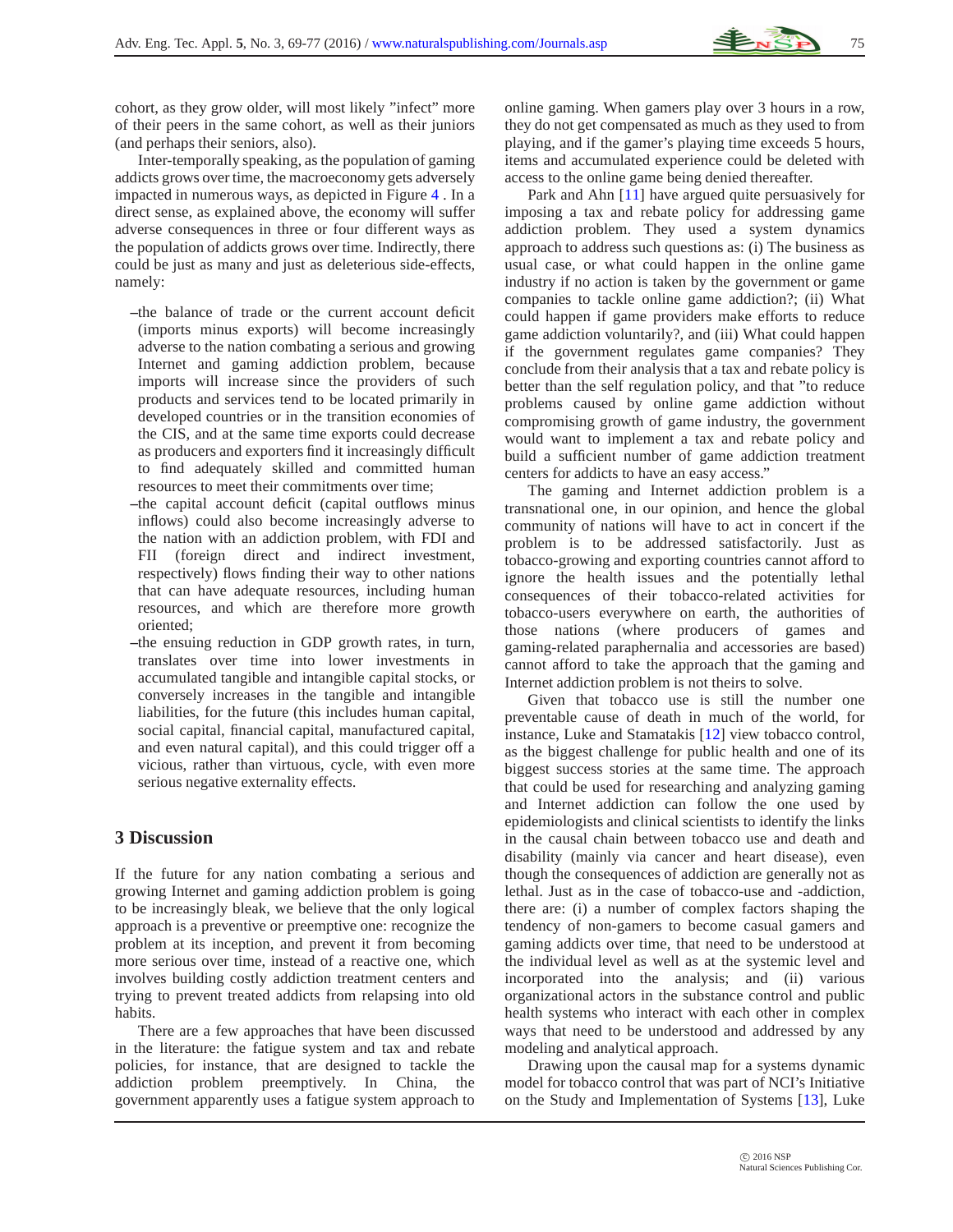cohort, as they grow older, will most likely "infect" more of their peers in the same cohort, as well as their juniors (and perhaps their seniors, also).

Inter-temporally speaking, as the population of gaming addicts grows over time, the macroeconomy gets adversely impacted in numerous ways, as depicted in Figure 4 . In a direct sense, as explained above, the economy will suffer adverse consequences in three or four different ways as the population of addicts grows over time. Indirectly, there could be just as many and just as deleterious side-effects, namely:

–the balance of trade or the current account deficit (imports minus exports) will become increasingly adverse to the nation combating a serious and growing Internet and gaming addiction problem, because imports will increase since the providers of such products and services tend to be located primarily in developed countries or in the transition economies of the CIS, and at the same time exports could decrease as producers and exporters find it increasingly difficult to find adequately skilled and committed human resources to meet their commitments over time;

–the capital account deficit (capital outflows minus inflows) could also become increasingly adverse to the nation with an addiction problem, with FDI and FII (foreign direct and indirect investment, respectively) flows finding their way to other nations that can have adequate resources, including human resources, and which are therefore more growth oriented;

–the ensuing reduction in GDP growth rates, in turn, translates over time into lower investments in accumulated tangible and intangible capital stocks, or conversely increases in the tangible and intangible liabilities, for the future (this includes human capital, social capital, financial capital, manufactured capital, and even natural capital), and this could trigger off a vicious, rather than virtuous, cycle, with even more serious negative externality effects.

## 3 Discussion

If the future for any nation combating a serious and growing Internet and gaming addiction problem is going to be increasingly bleak, we believe that the only logical approach is a preventive or preemptive one: recognize the problem at its inception, and prevent it from becoming more serious over time, instead of a reactive one, which involves building costly addiction treatment centers and trying to prevent treated addicts from relapsing into old habits.

There are a few approaches that have been discussed in the literature: the fatigue system and tax and rebate policies, for instance, that are designed to tackle the addiction problem preemptively. In China, the government apparently uses a fatigue system approach to online gaming. When gamers play over 3 hours in a row, they do not get compensated as much as they used to from playing, and if the gamer's playing time exceeds 5 hours, items and accumulated experience could be deleted with access to the online game being denied thereafter.

Park and Ahn [11] have argued quite persuasively for imposing a tax and rebate policy for addressing game addiction problem. They used a system dynamics approach to address such questions as: (i) The business as usual case, or what could happen in the online game industry if no action is taken by the government or game companies to tackle online game addiction?; (ii) What could happen if game providers make efforts to reduce game addiction voluntarily?, and (iii) What could happen if the government regulates game companies? They conclude from their analysis that a tax and rebate policy is better than the self regulation policy, and that "to reduce problems caused by online game addiction without compromising growth of game industry, the government would want to implement a tax and rebate policy and build a sufficient number of game addiction treatment centers for addicts to have an easy access."

The gaming and Internet addiction problem is a transnational one, in our opinion, and hence the global community of nations will have to act in concert if the problem is to be addressed satisfactorily. Just as tobacco-growing and exporting countries cannot afford to ignore the health issues and the potentially lethal consequences of their tobacco-related activities for tobacco-users everywhere on earth, the authorities of those nations (where producers of games and gaming-related paraphernalia and accessories are based) cannot afford to take the approach that the gaming and Internet addiction problem is not theirs to solve.

Given that tobacco use is still the number one preventable cause of death in much of the world, for instance, Luke and Stamatakis [12] view tobacco control, as the biggest challenge for public health and one of its biggest success stories at the same time. The approach that could be used for researching and analyzing gaming and Internet addiction can follow the one used by epidemiologists and clinical scientists to identify the links in the causal chain between tobacco use and death and disability (mainly via cancer and heart disease), even though the consequences of addiction are generally not as lethal. Just as in the case of tobacco-use and -addiction, there are: (i) a number of complex factors shaping the tendency of non-gamers to become casual gamers and gaming addicts over time, that need to be understood at the individual level as well as at the systemic level and incorporated into the analysis; and (ii) various organizational actors in the substance control and public health systems who interact with each other in complex ways that need to be understood and addressed by any modeling and analytical approach.

Drawing upon the causal map for a systems dynamic model for tobacco control that was part of NCI's Initiative on the Study and Implementation of Systems [13], Luke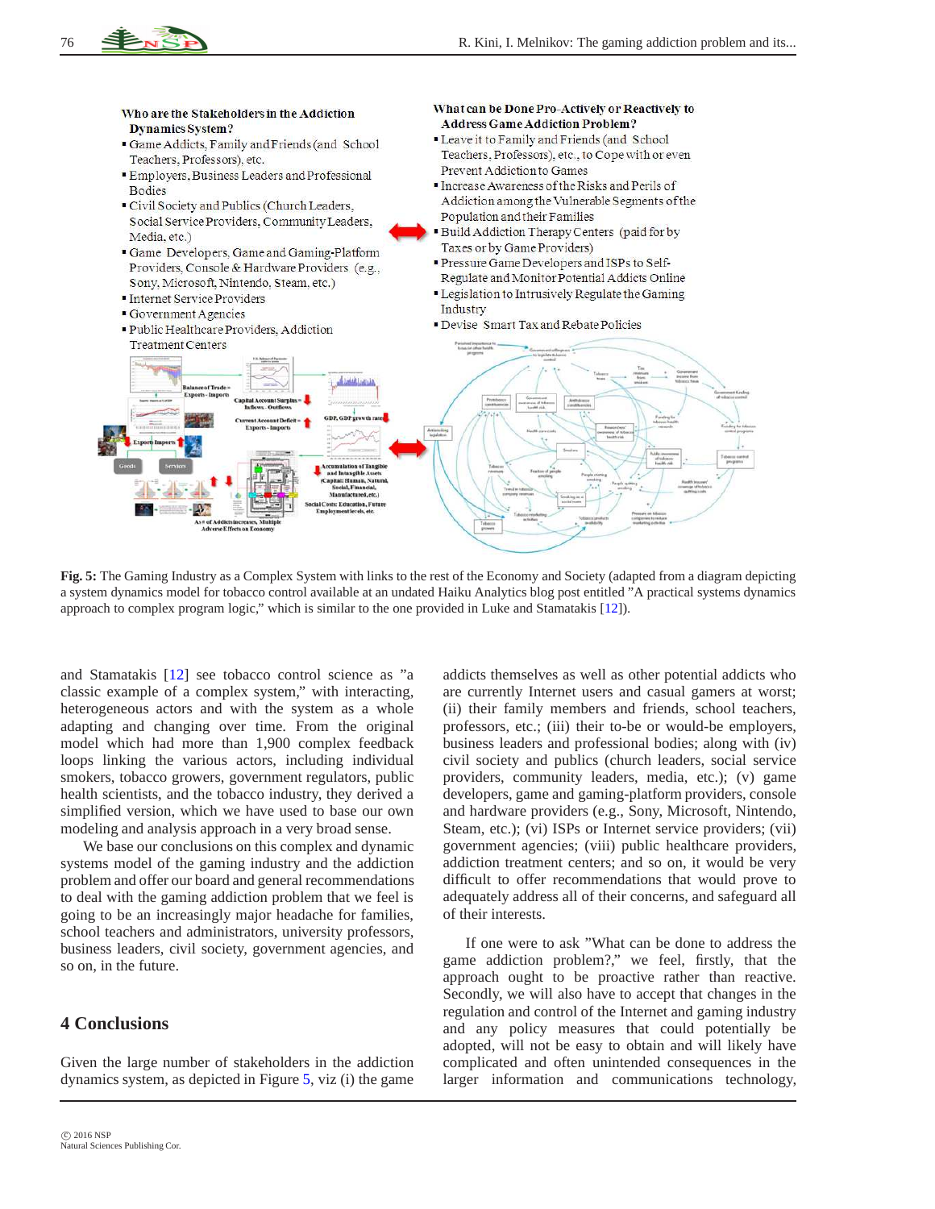**Who are the Stakeholders in the Addiction Dynamics System?**

- Game Addicts, Family and Friends (and School Teachers, Professors), etc.
- Employers, Business Leaders and Professional Bodies
- Civil Society and Publics (Church Leaders, Social Service Providers, Community Leaders, Media, etc.)
- Game Developers, Game and Gaming-Platform Providers, Console & Hardware Providers (e.g., Sony, Microsoft, Nintendo, Steam, etc.)
- Internet Service Providers
- Government Agencies
- Public Healthcare Providers, Addiction Treatment Centers

**What can be Done Pro-Actively or Reactively to Address Game Addiction Problem?**

- Leave it to Family and Friends (and School Teachers, Professors), etc., to Cope with or even Prevent Addiction to Games
- Increase Awareness of the Risks and Perils of Addiction among the Vulnerable Segments of the Population and their Families
- Build Addiction Therapy Centers (paid for by Taxes or by Game Providers)
- Pressure Game Developers and ISPs to Self-Regulate and Monitor Potential Addicts Online
- Legislation to Intrusively Regulate the Gaming Industry
- Devise Smart Tax and Rebate Policies

**Fig. 5:** The Gaming Industry as a Complex System with links to the rest of the Economy and Society (adapted from a diagram depicting a system dynamics model for tobacco control available at an undated Haiku Analytics blog post entitled "A practical systems dynamics approach to complex program logic," which is similar to the one provided in Luke and Stamatakis [12]).

and Stamatakis [12] see tobacco control science as "a classic example of a complex system," with interacting, heterogeneous actors and with the system as a whole adapting and changing over time. From the original model which had more than 1,900 complex feedback loops linking the various actors, including individual smokers, tobacco growers, government regulators, public health scientists, and the tobacco industry, they derived a simplified version, which we have used to base our own modeling and analysis approach in a very broad sense.

We base our conclusions on this complex and dynamic systems model of the gaming industry and the addiction problem and offer our board and general recommendations to deal with the gaming addiction problem that we feel is going to be an increasingly major headache for families, school teachers and administrators, university professors, business leaders, civil society, government agencies, and so on, in the future.

## 4 Conclusions

Given the large number of stakeholders in the addiction dynamics system, as depicted in Figure 5, viz (i) the game addicts themselves as well as other potential addicts who are currently Internet users and casual gamers at worst; (ii) their family members and friends, school teachers, professors, etc.; (iii) their to-be or would-be employers, business leaders and professional bodies; along with (iv) civil society and publics (church leaders, social service providers, community leaders, media, etc.); (v) game developers, game and gaming-platform providers, console and hardware providers (e.g., Sony, Microsoft, Nintendo, Steam, etc.); (vi) ISPs or Internet service providers; (vii) government agencies; (viii) public healthcare providers, addiction treatment centers; and so on, it would be very difficult to offer recommendations that would prove to adequately address all of their concerns, and safeguard all of their interests.

If one were to ask "What can be done to address the game addiction problem?," we feel, firstly, that the approach ought to be proactive rather than reactive. Secondly, we will also have to accept that changes in the regulation and control of the Internet and gaming industry and any policy measures that could potentially be adopted, will not be easy to obtain and will likely have complicated and often unintended consequences in the larger information and communications technology,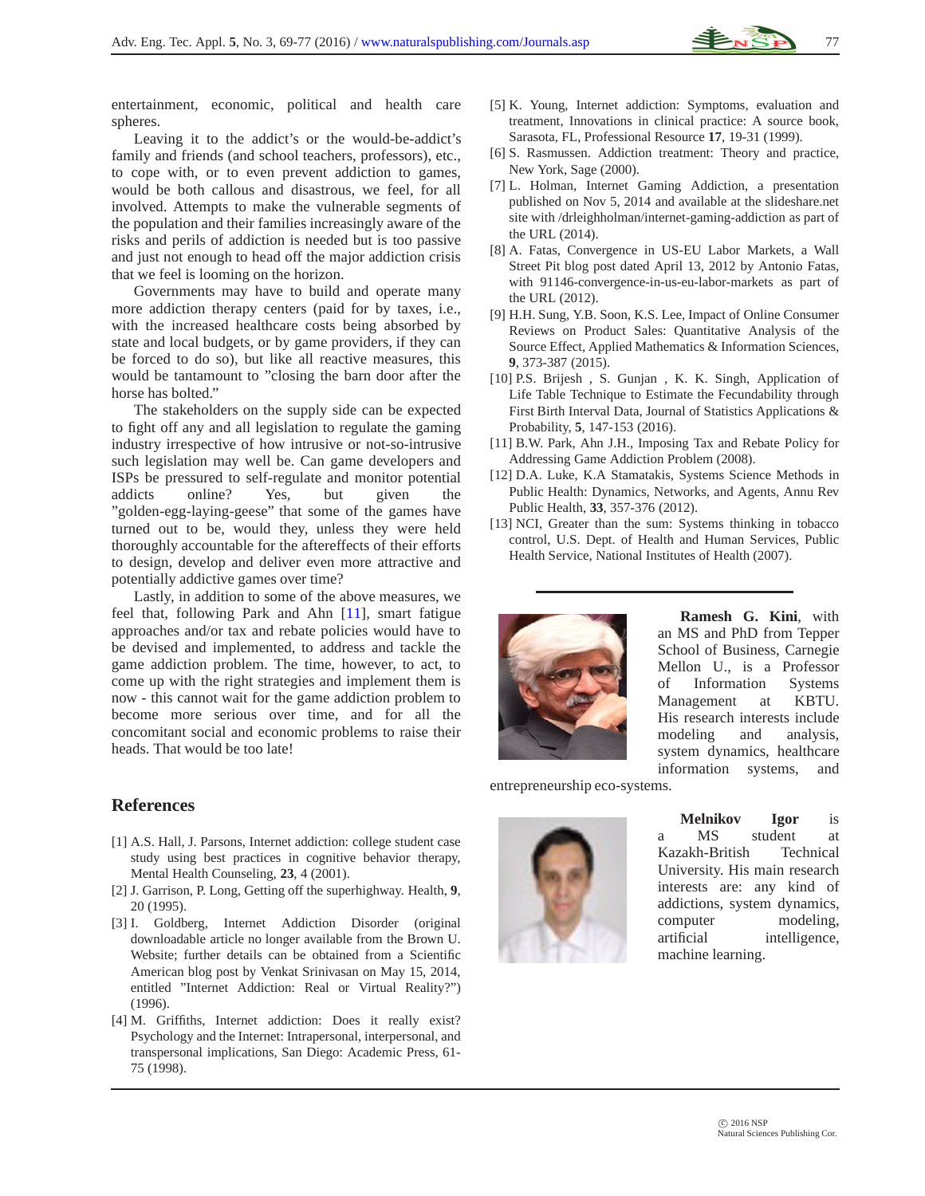entertainment, economic, political and health care spheres.

Leaving it to the addict's or the would-be-addict's family and friends (and school teachers, professors), etc., to cope with, or to even prevent addiction to games, would be both callous and disastrous, we feel, for all involved. Attempts to make the vulnerable segments of the population and their families increasingly aware of the risks and perils of addiction is needed but is too passive and just not enough to head off the major addiction crisis that we feel is looming on the horizon.

Governments may have to build and operate many more addiction therapy centers (paid for by taxes, i.e., with the increased healthcare costs being absorbed by state and local budgets, or by game providers, if they can be forced to do so), but like all reactive measures, this would be tantamount to "closing the barn door after the horse has bolted."

The stakeholders on the supply side can be expected to fight off any and all legislation to regulate the gaming industry irrespective of how intrusive or not-so-intrusive such legislation may well be. Can game developers and ISPs be pressured to self-regulate and monitor potential addicts online? Yes, but given the "golden-egg-laying-geese" that some of the games have turned out to be, would they, unless they were held thoroughly accountable for the aftereffects of their efforts to design, develop and deliver even more attractive and potentially addictive games over time?

Lastly, in addition to some of the above measures, we feel that, following Park and Ahn [11], smart fatigue approaches and/or tax and rebate policies would have to be devised and implemented, to address and tackle the game addiction problem. The time, however, to act, to come up with the right strategies and implement them is now - this cannot wait for the game addiction problem to become more serious over time, and for all the concomitant social and economic problems to raise their heads. That would be too late!

## References

[1] A.S. Hall, J. Parsons, Internet addiction: college student case study using best practices in cognitive behavior therapy, Mental Health Counseling, **23**, 4 (2001).

[2] J. Garrison, P. Long, Getting off the superhighway. Health, **9**, 20 (1995).

[3] I. Goldberg, Internet Addiction Disorder (original downloadable article no longer available from the Brown U. Website; further details can be obtained from a Scientific American blog post by Venkat Srinivasan on May 15, 2014, entitled "Internet Addiction: Real or Virtual Reality?") (1996).

[4] M. Griffiths, Internet addiction: Does it really exist? Psychology and the Internet: Intrapersonal, interpersonal, and transpersonal implications, San Diego: Academic Press, 61-75 (1998).

[5] K. Young, Internet addiction: Symptoms, evaluation and treatment, Innovations in clinical practice: A source book, Sarasota, FL, Professional Resource **17**, 19-31 (1999).

[6] S. Rasmussen. Addiction treatment: Theory and practice, New York, Sage (2000).

[7] L. Holman, Internet Gaming Addiction, a presentation published on Nov 5, 2014 and available at the slideshare.net site with /drleighholman/internet-gaming-addiction as part of the URL (2014).

[8] A. Fatas, Convergence in US-EU Labor Markets, a Wall Street Pit blog post dated April 13, 2012 by Antonio Fatas, with 91146-convergence-in-us-eu-labor-markets as part of the URL (2012).

[9] H.H. Sung, Y.B. Soon, K.S. Lee, Impact of Online Consumer Reviews on Product Sales: Quantitative Analysis of the Source Effect, Applied Mathematics & Information Sciences, **9**, 373-387 (2015).

[10] P.S. Brijesh , S. Gunjan , K. K. Singh, Application of Life Table Technique to Estimate the Fecundability through First Birth Interval Data, Journal of Statistics Applications & Probability, **5**, 147-153 (2016).

[11] B.W. Park, Ahn J.H., Imposing Tax and Rebate Policy for Addressing Game Addiction Problem (2008).

[12] D.A. Luke, K.A Stamatakis, Systems Science Methods in Public Health: Dynamics, Networks, and Agents, Annu Rev Public Health, **33**, 357-376 (2012).

[13] NCI, Greater than the sum: Systems thinking in tobacco control, U.S. Dept. of Health and Human Services, Public Health Service, National Institutes of Health (2007).

---

**Ramesh G. Kini**, with an MS and PhD from Tepper School of Business, Carnegie Mellon U., is a Professor of Information Systems Management at KBTU. His research interests include modeling and analysis, system dynamics, healthcare information systems, and entrepreneurship eco-systems.

**Melnikov Igor** is a MS student at Kazakh-British Technical University. His main research interests are: any kind of addictions, system dynamics, computer modeling, artificial intelligence, machine learning.